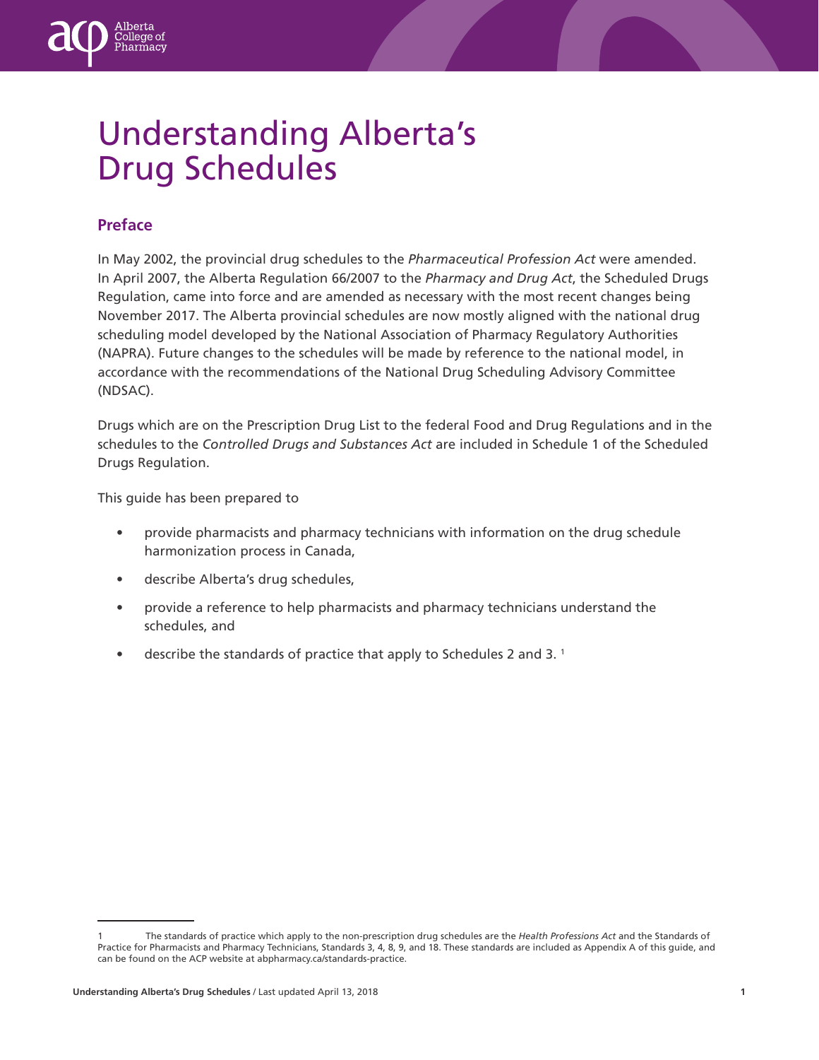# Understanding Alberta's Drug Schedules

## Preface

In May 2002, the provincial drug schedules to the *Pharmaceutical Profession Act* were amended. In April 2007, the Alberta Regulation 66/2007 to the *Pharmacy and Drug Act*, the Scheduled Drugs Regulation, came into force and are amended as necessary with the most recent changes being November 2017. The Alberta provincial schedules are now mostly aligned with the national drug scheduling model developed by the National Association of Pharmacy Regulatory Authorities (NAPRA). Future changes to the schedules will be made by reference to the national model, in accordance with the recommendations of the National Drug Scheduling Advisory Committee (NDSAC).

Drugs which are on the Prescription Drug List to the federal Food and Drug Regulations and in the schedules to the *Controlled Drugs and Substances Act* are included in Schedule 1 of the Scheduled Drugs Regulation.

This guide has been prepared to

- provide pharmacists and pharmacy technicians with information on the drug schedule harmonization process in Canada,
- describe Alberta's drug schedules,
- provide a reference to help pharmacists and pharmacy technicians understand the schedules, and
- describe the standards of practice that apply to Schedules 2 and 3. [1]

---

1 The standards of practice which apply to the non-prescription drug schedules are the *Health Professions Act* and the Standards of Practice for Pharmacists and Pharmacy Technicians, Standards 3, 4, 8, 9, and 18. These standards are included as Appendix A of this guide, and can be found on the ACP website at abpharmacy.ca/standards-practice.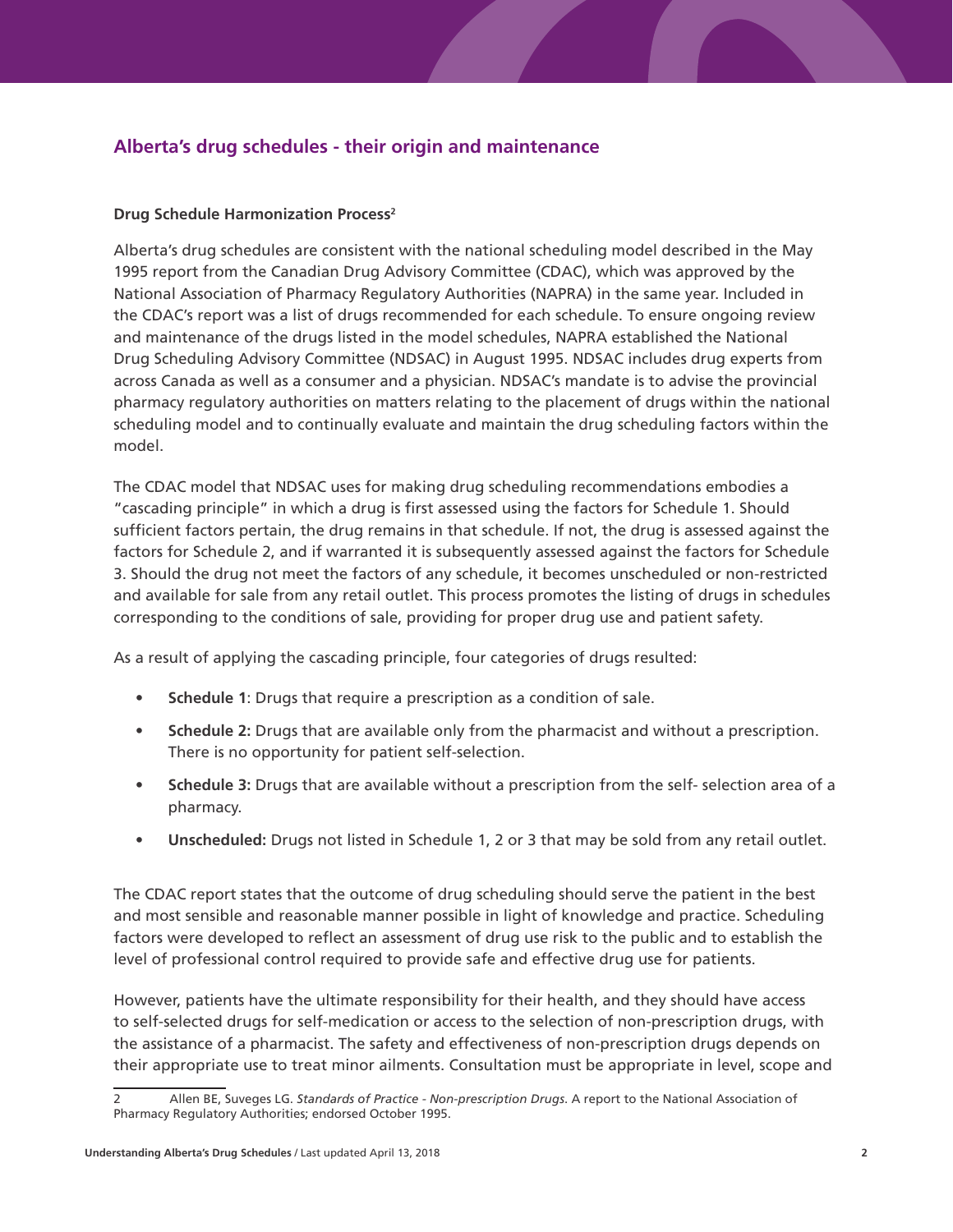## Alberta's drug schedules - their origin and maintenance

**Drug Schedule Harmonization Process**[2]

Alberta's drug schedules are consistent with the national scheduling model described in the May 1995 report from the Canadian Drug Advisory Committee (CDAC), which was approved by the National Association of Pharmacy Regulatory Authorities (NAPRA) in the same year. Included in the CDAC's report was a list of drugs recommended for each schedule. To ensure ongoing review and maintenance of the drugs listed in the model schedules, NAPRA established the National Drug Scheduling Advisory Committee (NDSAC) in August 1995. NDSAC includes drug experts from across Canada as well as a consumer and a physician. NDSAC's mandate is to advise the provincial pharmacy regulatory authorities on matters relating to the placement of drugs within the national scheduling model and to continually evaluate and maintain the drug scheduling factors within the model.

The CDAC model that NDSAC uses for making drug scheduling recommendations embodies a "cascading principle" in which a drug is first assessed using the factors for Schedule 1. Should sufficient factors pertain, the drug remains in that schedule. If not, the drug is assessed against the factors for Schedule 2, and if warranted it is subsequently assessed against the factors for Schedule 3. Should the drug not meet the factors of any schedule, it becomes unscheduled or non-restricted and available for sale from any retail outlet. This process promotes the listing of drugs in schedules corresponding to the conditions of sale, providing for proper drug use and patient safety.

As a result of applying the cascading principle, four categories of drugs resulted:

- **Schedule 1**: Drugs that require a prescription as a condition of sale.
- **Schedule 2:** Drugs that are available only from the pharmacist and without a prescription. There is no opportunity for patient self-selection.
- **Schedule 3:** Drugs that are available without a prescription from the self- selection area of a pharmacy.
- **Unscheduled:** Drugs not listed in Schedule 1, 2 or 3 that may be sold from any retail outlet.

The CDAC report states that the outcome of drug scheduling should serve the patient in the best and most sensible and reasonable manner possible in light of knowledge and practice. Scheduling factors were developed to reflect an assessment of drug use risk to the public and to establish the level of professional control required to provide safe and effective drug use for patients.

However, patients have the ultimate responsibility for their health, and they should have access to self-selected drugs for self-medication or access to the selection of non-prescription drugs, with the assistance of a pharmacist. The safety and effectiveness of non-prescription drugs depends on their appropriate use to treat minor ailments. Consultation must be appropriate in level, scope and

---

2 Allen BE, Suveges LG. *Standards of Practice - Non-prescription Drugs.* A report to the National Association of Pharmacy Regulatory Authorities; endorsed October 1995.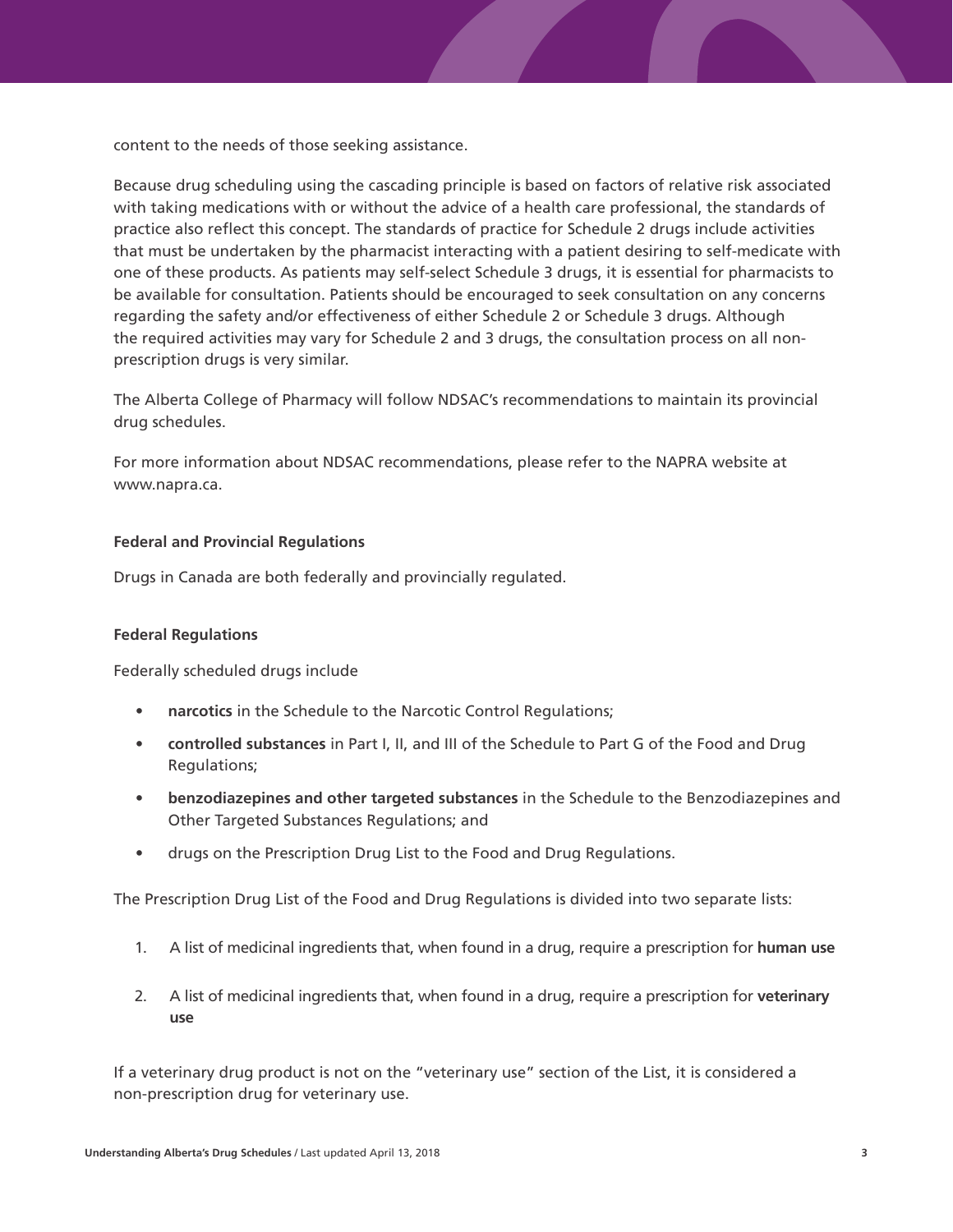content to the needs of those seeking assistance.

Because drug scheduling using the cascading principle is based on factors of relative risk associated with taking medications with or without the advice of a health care professional, the standards of practice also reflect this concept. The standards of practice for Schedule 2 drugs include activities that must be undertaken by the pharmacist interacting with a patient desiring to self-medicate with one of these products. As patients may self-select Schedule 3 drugs, it is essential for pharmacists to be available for consultation. Patients should be encouraged to seek consultation on any concerns regarding the safety and/or effectiveness of either Schedule 2 or Schedule 3 drugs. Although the required activities may vary for Schedule 2 and 3 drugs, the consultation process on all non-prescription drugs is very similar.

The Alberta College of Pharmacy will follow NDSAC's recommendations to maintain its provincial drug schedules.

For more information about NDSAC recommendations, please refer to the NAPRA website at www.napra.ca.

**Federal and Provincial Regulations**

Drugs in Canada are both federally and provincially regulated.

**Federal Regulations**

Federally scheduled drugs include

- **narcotics** in the Schedule to the Narcotic Control Regulations;
- **controlled substances** in Part I, II, and III of the Schedule to Part G of the Food and Drug Regulations;
- **benzodiazepines and other targeted substances** in the Schedule to the Benzodiazepines and Other Targeted Substances Regulations; and
- drugs on the Prescription Drug List to the Food and Drug Regulations.

The Prescription Drug List of the Food and Drug Regulations is divided into two separate lists:

1. A list of medicinal ingredients that, when found in a drug, require a prescription for **human use**
2. A list of medicinal ingredients that, when found in a drug, require a prescription for **veterinary use**

If a veterinary drug product is not on the "veterinary use" section of the List, it is considered a non-prescription drug for veterinary use.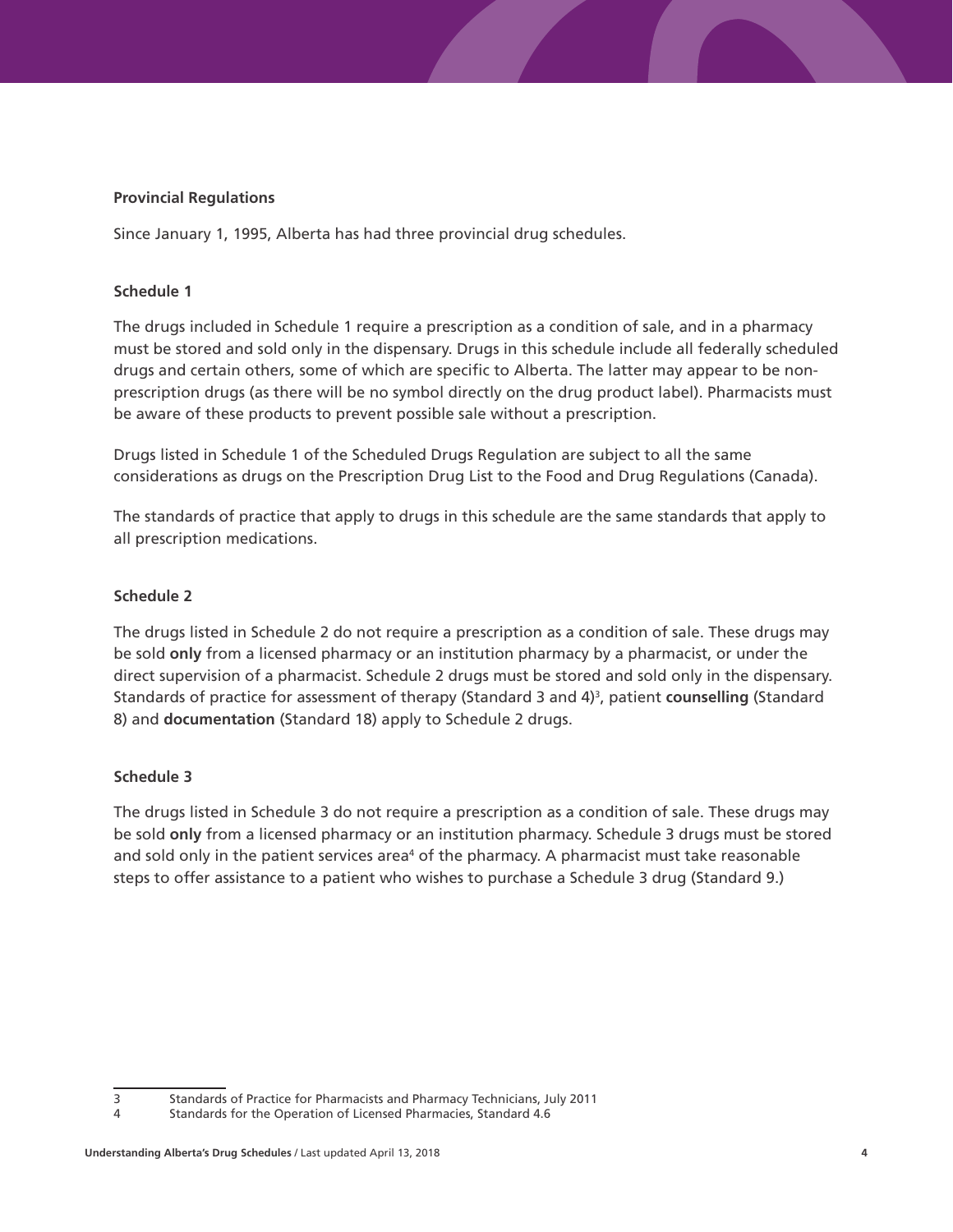### Provincial Regulations

Since January 1, 1995, Alberta has had three provincial drug schedules.

#### Schedule 1

The drugs included in Schedule 1 require a prescription as a condition of sale, and in a pharmacy must be stored and sold only in the dispensary. Drugs in this schedule include all federally scheduled drugs and certain others, some of which are specific to Alberta. The latter may appear to be non-prescription drugs (as there will be no symbol directly on the drug product label). Pharmacists must be aware of these products to prevent possible sale without a prescription.

Drugs listed in Schedule 1 of the Scheduled Drugs Regulation are subject to all the same considerations as drugs on the Prescription Drug List to the Food and Drug Regulations (Canada).

The standards of practice that apply to drugs in this schedule are the same standards that apply to all prescription medications.

#### Schedule 2

The drugs listed in Schedule 2 do not require a prescription as a condition of sale. These drugs may be sold **only** from a licensed pharmacy or an institution pharmacy by a pharmacist, or under the direct supervision of a pharmacist. Schedule 2 drugs must be stored and sold only in the dispensary. Standards of practice for assessment of therapy (Standard 3 and 4)[3], patient **counselling** (Standard 8) and **documentation** (Standard 18) apply to Schedule 2 drugs.

#### Schedule 3

The drugs listed in Schedule 3 do not require a prescription as a condition of sale. These drugs may be sold **only** from a licensed pharmacy or an institution pharmacy. Schedule 3 drugs must be stored and sold only in the patient services area[4] of the pharmacy. A pharmacist must take reasonable steps to offer assistance to a patient who wishes to purchase a Schedule 3 drug (Standard 9.)

---

3 Standards of Practice for Pharmacists and Pharmacy Technicians, July 2011

4 Standards for the Operation of Licensed Pharmacies, Standard 4.6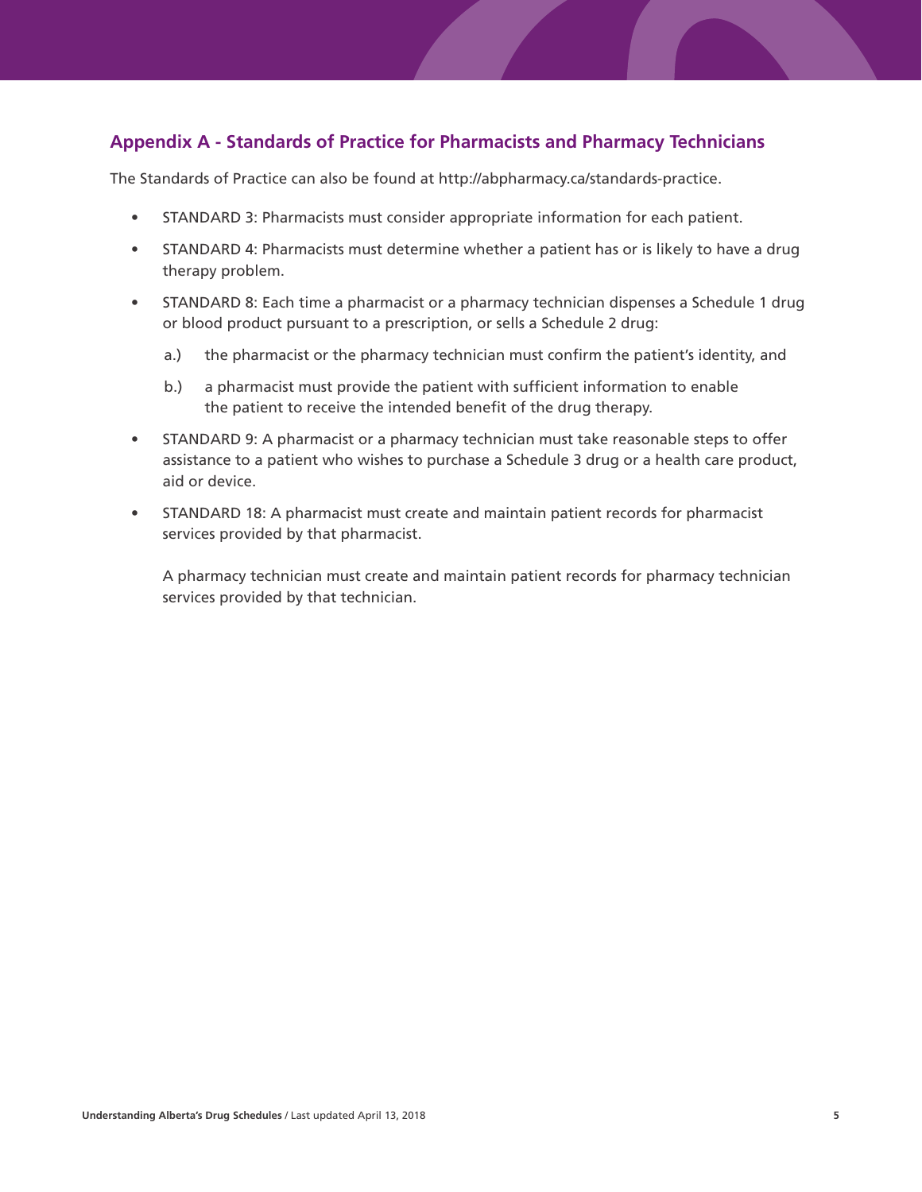## Appendix A - Standards of Practice for Pharmacists and Pharmacy Technicians

The Standards of Practice can also be found at http://abpharmacy.ca/standards-practice.

- STANDARD 3: Pharmacists must consider appropriate information for each patient.
- STANDARD 4: Pharmacists must determine whether a patient has or is likely to have a drug therapy problem.
- STANDARD 8: Each time a pharmacist or a pharmacy technician dispenses a Schedule 1 drug or blood product pursuant to a prescription, or sells a Schedule 2 drug:
  - a.) the pharmacist or the pharmacy technician must confirm the patient's identity, and
  - b.) a pharmacist must provide the patient with sufficient information to enable the patient to receive the intended benefit of the drug therapy.
- STANDARD 9: A pharmacist or a pharmacy technician must take reasonable steps to offer assistance to a patient who wishes to purchase a Schedule 3 drug or a health care product, aid or device.
- STANDARD 18: A pharmacist must create and maintain patient records for pharmacist services provided by that pharmacist.

  A pharmacy technician must create and maintain patient records for pharmacy technician services provided by that technician.